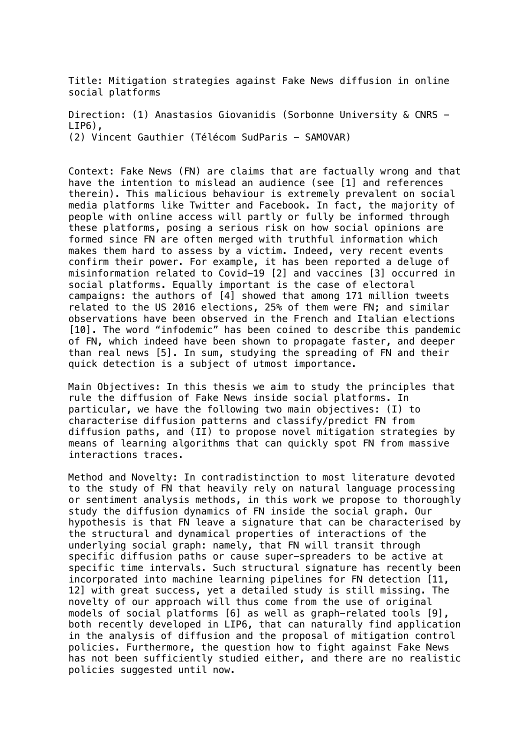Title: Mitigation strategies against Fake News diffusion in online social platforms

Direction: (1) Anastasios Giovanidis (Sorbonne University & CNRS – LIP6),
(2) Vincent Gauthier (Télécom SudParis – SAMOVAR)

Context: Fake News (FN) are claims that are factually wrong and that have the intention to mislead an audience (see [1] and references therein). This malicious behaviour is extremely prevalent on social media platforms like Twitter and Facebook. In fact, the majority of people with online access will partly or fully be informed through these platforms, posing a serious risk on how social opinions are formed since FN are often merged with truthful information which makes them hard to assess by a victim. Indeed, very recent events confirm their power. For example, it has been reported a deluge of misinformation related to Covid-19 [2] and vaccines [3] occurred in social platforms. Equally important is the case of electoral campaigns: the authors of [4] showed that among 171 million tweets related to the US 2016 elections, 25% of them were FN; and similar observations have been observed in the French and Italian elections [10]. The word "infodemic" has been coined to describe this pandemic of FN, which indeed have been shown to propagate faster, and deeper than real news [5]. In sum, studying the spreading of FN and their quick detection is a subject of utmost importance.

Main Objectives: In this thesis we aim to study the principles that rule the diffusion of Fake News inside social platforms. In particular, we have the following two main objectives: (I) to characterise diffusion patterns and classify/predict FN from diffusion paths, and (II) to propose novel mitigation strategies by means of learning algorithms that can quickly spot FN from massive interactions traces.

Method and Novelty: In contradistinction to most literature devoted to the study of FN that heavily rely on natural language processing or sentiment analysis methods, in this work we propose to thoroughly study the diffusion dynamics of FN inside the social graph. Our hypothesis is that FN leave a signature that can be characterised by the structural and dynamical properties of interactions of the underlying social graph: namely, that FN will transit through specific diffusion paths or cause super-spreaders to be active at specific time intervals. Such structural signature has recently been incorporated into machine learning pipelines for FN detection [11, 12] with great success, yet a detailed study is still missing. The novelty of our approach will thus come from the use of original models of social platforms [6] as well as graph-related tools [9], both recently developed in LIP6, that can naturally find application in the analysis of diffusion and the proposal of mitigation control policies. Furthermore, the question how to fight against Fake News has not been sufficiently studied either, and there are no realistic policies suggested until now.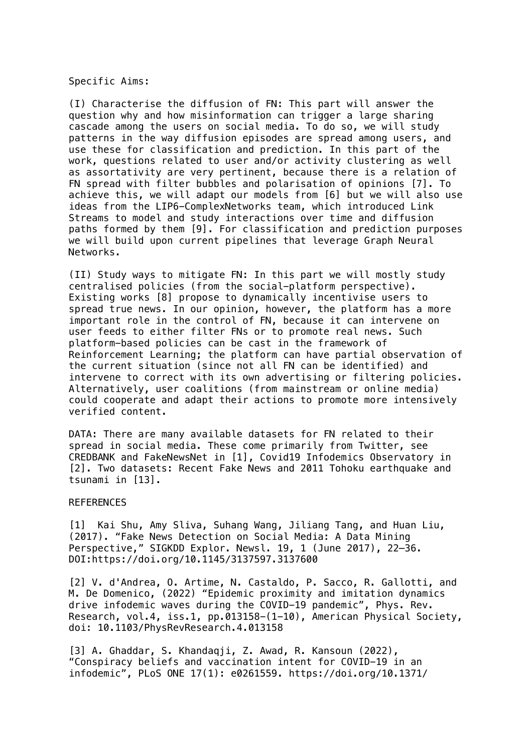Specific Aims:

(I) Characterise the diffusion of FN: This part will answer the question why and how misinformation can trigger a large sharing cascade among the users on social media. To do so, we will study patterns in the way diffusion episodes are spread among users, and use these for classification and prediction. In this part of the work, questions related to user and/or activity clustering as well as assortativity are very pertinent, because there is a relation of FN spread with filter bubbles and polarisation of opinions [7]. To achieve this, we will adapt our models from [6] but we will also use ideas from the LIP6-ComplexNetworks team, which introduced Link Streams to model and study interactions over time and diffusion paths formed by them [9]. For classification and prediction purposes we will build upon current pipelines that leverage Graph Neural Networks.

(II) Study ways to mitigate FN: In this part we will mostly study centralised policies (from the social-platform perspective). Existing works [8] propose to dynamically incentivise users to spread true news. In our opinion, however, the platform has a more important role in the control of FN, because it can intervene on user feeds to either filter FNs or to promote real news. Such platform-based policies can be cast in the framework of Reinforcement Learning; the platform can have partial observation of the current situation (since not all FN can be identified) and intervene to correct with its own advertising or filtering policies. Alternatively, user coalitions (from mainstream or online media) could cooperate and adapt their actions to promote more intensively verified content.

DATA: There are many available datasets for FN related to their spread in social media. These come primarily from Twitter, see CREDBANK and FakeNewsNet in [1], Covid19 Infodemics Observatory in [2]. Two datasets: Recent Fake News and 2011 Tohoku earthquake and tsunami in [13].

REFERENCES

[1] Kai Shu, Amy Sliva, Suhang Wang, Jiliang Tang, and Huan Liu, (2017). “Fake News Detection on Social Media: A Data Mining Perspective,” SIGKDD Explor. Newsl. 19, 1 (June 2017), 22–36. DOI:https://doi.org/10.1145/3137597.3137600

[2] V. d'Andrea, O. Artime, N. Castaldo, P. Sacco, R. Gallotti, and M. De Domenico, (2022) “Epidemic proximity and imitation dynamics drive infodemic waves during the COVID-19 pandemic”, Phys. Rev. Research, vol.4, iss.1, pp.013158-(1-10), American Physical Society, doi: 10.1103/PhysRevResearch.4.013158

[3] A. Ghaddar, S. Khandaqji, Z. Awad, R. Kansoun (2022), “Conspiracy beliefs and vaccination intent for COVID-19 in an infodemic”, PLoS ONE 17(1): e0261559. https://doi.org/10.1371/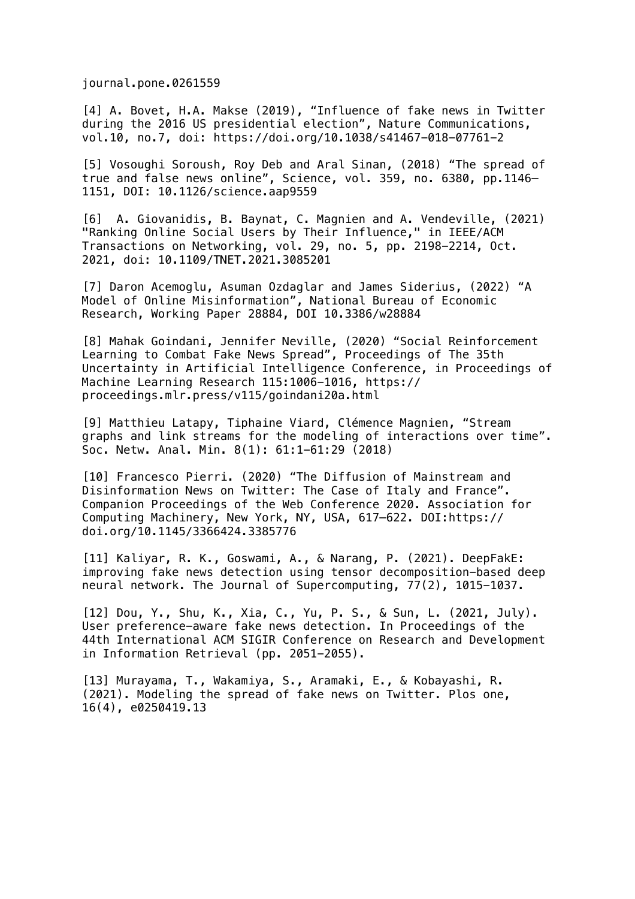journal.pone.0261559

[4] A. Bovet, H.A. Makse (2019), “Influence of fake news in Twitter during the 2016 US presidential election”, Nature Communications, vol.10, no.7, doi: https://doi.org/10.1038/s41467-018-07761-2

[5] Vosoughi Soroush, Roy Deb and Aral Sinan, (2018) “The spread of true and false news online”, Science, vol. 359, no. 6380, pp.1146–1151, DOI: 10.1126/science.aap9559

[6] A. Giovanidis, B. Baynat, C. Magnien and A. Vendeville, (2021) "Ranking Online Social Users by Their Influence," in IEEE/ACM Transactions on Networking, vol. 29, no. 5, pp. 2198-2214, Oct. 2021, doi: 10.1109/TNET.2021.3085201

[7] Daron Acemoglu, Asuman Ozdaglar and James Siderius, (2022) “A Model of Online Misinformation”, National Bureau of Economic Research, Working Paper 28884, DOI 10.3386/w28884

[8] Mahak Goindani, Jennifer Neville, (2020) “Social Reinforcement Learning to Combat Fake News Spread”, Proceedings of The 35th Uncertainty in Artificial Intelligence Conference, in Proceedings of Machine Learning Research 115:1006-1016, https://proceedings.mlr.press/v115/goindani20a.html

[9] Matthieu Latapy, Tiphaine Viard, Clémence Magnien, “Stream graphs and link streams for the modeling of interactions over time”. Soc. Netw. Anal. Min. 8(1): 61:1-61:29 (2018)

[10] Francesco Pierri. (2020) “The Diffusion of Mainstream and Disinformation News on Twitter: The Case of Italy and France”. Companion Proceedings of the Web Conference 2020. Association for Computing Machinery, New York, NY, USA, 617–622. DOI:https://doi.org/10.1145/3366424.3385776

[11] Kaliyar, R. K., Goswami, A., & Narang, P. (2021). DeepFakE: improving fake news detection using tensor decomposition-based deep neural network. The Journal of Supercomputing, 77(2), 1015-1037.

[12] Dou, Y., Shu, K., Xia, C., Yu, P. S., & Sun, L. (2021, July). User preference-aware fake news detection. In Proceedings of the 44th International ACM SIGIR Conference on Research and Development in Information Retrieval (pp. 2051-2055).

[13] Murayama, T., Wakamiya, S., Aramaki, E., & Kobayashi, R. (2021). Modeling the spread of fake news on Twitter. Plos one, 16(4), e0250419.13